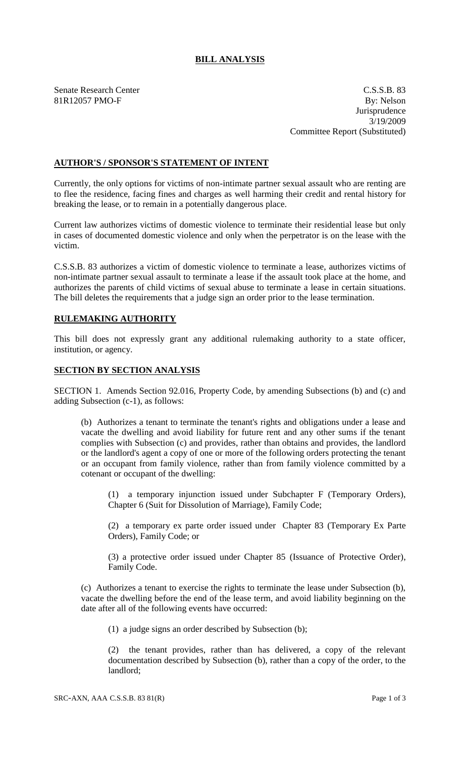# BILL ANALYSIS

Senate Research Center
81R12057 PMO-F

C.S.S.B. 83
By: Nelson
Jurisprudence
3/19/2009
Committee Report (Substituted)

## AUTHOR'S / SPONSOR'S STATEMENT OF INTENT

Currently, the only options for victims of non-intimate partner sexual assault who are renting are to flee the residence, facing fines and charges as well harming their credit and rental history for breaking the lease, or to remain in a potentially dangerous place.

Current law authorizes victims of domestic violence to terminate their residential lease but only in cases of documented domestic violence and only when the perpetrator is on the lease with the victim.

C.S.S.B. 83 authorizes a victim of domestic violence to terminate a lease, authorizes victims of non-intimate partner sexual assault to terminate a lease if the assault took place at the home, and authorizes the parents of child victims of sexual abuse to terminate a lease in certain situations. The bill deletes the requirements that a judge sign an order prior to the lease termination.

## RULEMAKING AUTHORITY

This bill does not expressly grant any additional rulemaking authority to a state officer, institution, or agency.

## SECTION BY SECTION ANALYSIS

SECTION 1. Amends Section 92.016, Property Code, by amending Subsections (b) and (c) and adding Subsection (c-1), as follows:

(b) Authorizes a tenant to terminate the tenant's rights and obligations under a lease and vacate the dwelling and avoid liability for future rent and any other sums if the tenant complies with Subsection (c) and provides, rather than obtains and provides, the landlord or the landlord's agent a copy of one or more of the following orders protecting the tenant or an occupant from family violence, rather than from family violence committed by a cotenant or occupant of the dwelling:

(1) a temporary injunction issued under Subchapter F (Temporary Orders), Chapter 6 (Suit for Dissolution of Marriage), Family Code;

(2) a temporary ex parte order issued under Chapter 83 (Temporary Ex Parte Orders), Family Code; or

(3) a protective order issued under Chapter 85 (Issuance of Protective Order), Family Code.

(c) Authorizes a tenant to exercise the rights to terminate the lease under Subsection (b), vacate the dwelling before the end of the lease term, and avoid liability beginning on the date after all of the following events have occurred:

(1) a judge signs an order described by Subsection (b);

(2) the tenant provides, rather than has delivered, a copy of the relevant documentation described by Subsection (b), rather than a copy of the order, to the landlord;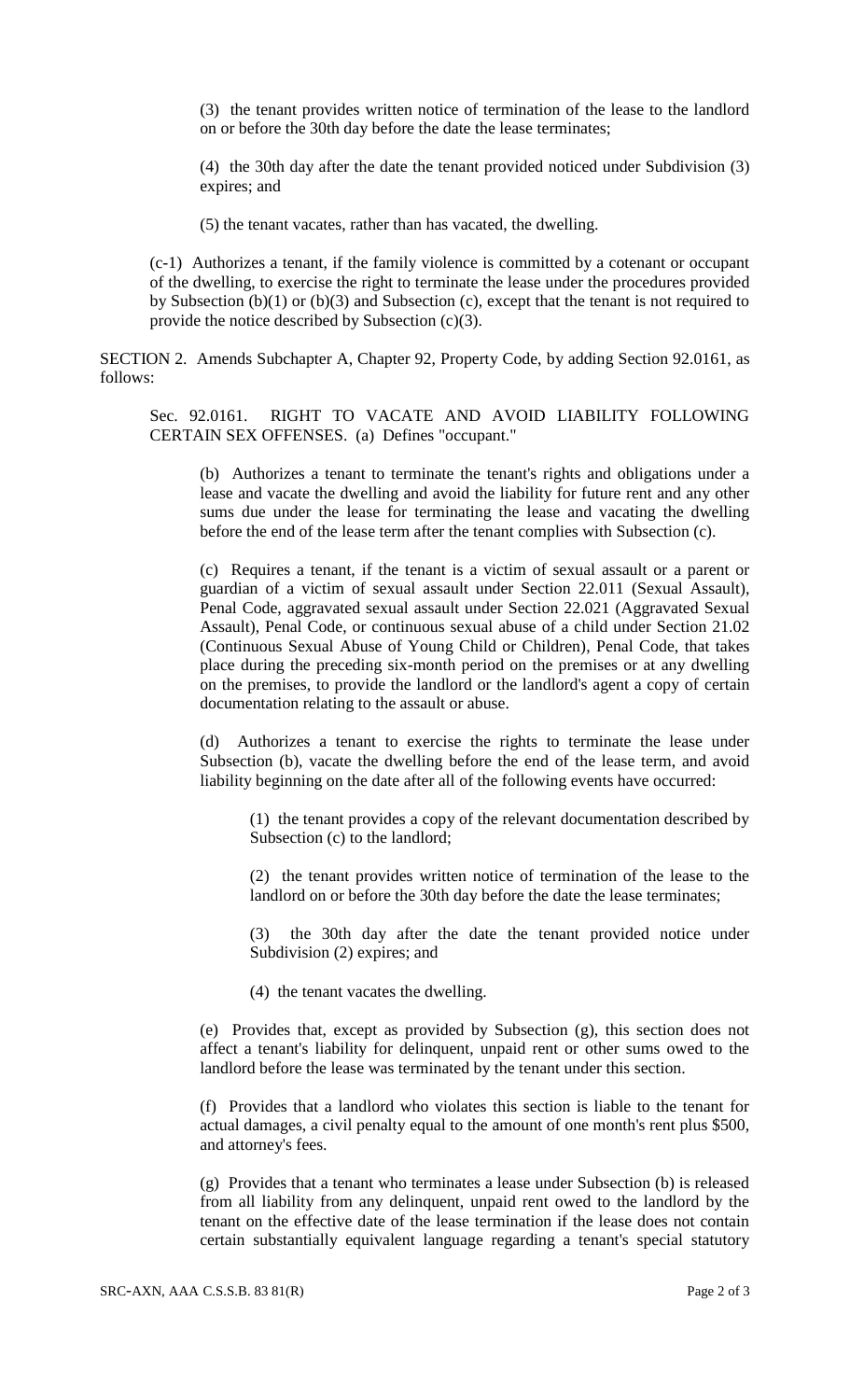(3) the tenant provides written notice of termination of the lease to the landlord on or before the 30th day before the date the lease terminates;

(4) the 30th day after the date the tenant provided noticed under Subdivision (3) expires; and

(5) the tenant vacates, rather than has vacated, the dwelling.

(c-1) Authorizes a tenant, if the family violence is committed by a cotenant or occupant of the dwelling, to exercise the right to terminate the lease under the procedures provided by Subsection (b)(1) or (b)(3) and Subsection (c), except that the tenant is not required to provide the notice described by Subsection (c)(3).

SECTION 2. Amends Subchapter A, Chapter 92, Property Code, by adding Section 92.0161, as follows:

Sec. 92.0161. RIGHT TO VACATE AND AVOID LIABILITY FOLLOWING CERTAIN SEX OFFENSES. (a) Defines "occupant."

(b) Authorizes a tenant to terminate the tenant's rights and obligations under a lease and vacate the dwelling and avoid the liability for future rent and any other sums due under the lease for terminating the lease and vacating the dwelling before the end of the lease term after the tenant complies with Subsection (c).

(c) Requires a tenant, if the tenant is a victim of sexual assault or a parent or guardian of a victim of sexual assault under Section 22.011 (Sexual Assault), Penal Code, aggravated sexual assault under Section 22.021 (Aggravated Sexual Assault), Penal Code, or continuous sexual abuse of a child under Section 21.02 (Continuous Sexual Abuse of Young Child or Children), Penal Code, that takes place during the preceding six-month period on the premises or at any dwelling on the premises, to provide the landlord or the landlord's agent a copy of certain documentation relating to the assault or abuse.

(d) Authorizes a tenant to exercise the rights to terminate the lease under Subsection (b), vacate the dwelling before the end of the lease term, and avoid liability beginning on the date after all of the following events have occurred:

(1) the tenant provides a copy of the relevant documentation described by Subsection (c) to the landlord;

(2) the tenant provides written notice of termination of the lease to the landlord on or before the 30th day before the date the lease terminates;

(3) the 30th day after the date the tenant provided notice under Subdivision (2) expires; and

(4) the tenant vacates the dwelling.

(e) Provides that, except as provided by Subsection (g), this section does not affect a tenant's liability for delinquent, unpaid rent or other sums owed to the landlord before the lease was terminated by the tenant under this section.

(f) Provides that a landlord who violates this section is liable to the tenant for actual damages, a civil penalty equal to the amount of one month's rent plus $500, and attorney's fees.

(g) Provides that a tenant who terminates a lease under Subsection (b) is released from all liability from any delinquent, unpaid rent owed to the landlord by the tenant on the effective date of the lease termination if the lease does not contain certain substantially equivalent language regarding a tenant's special statutory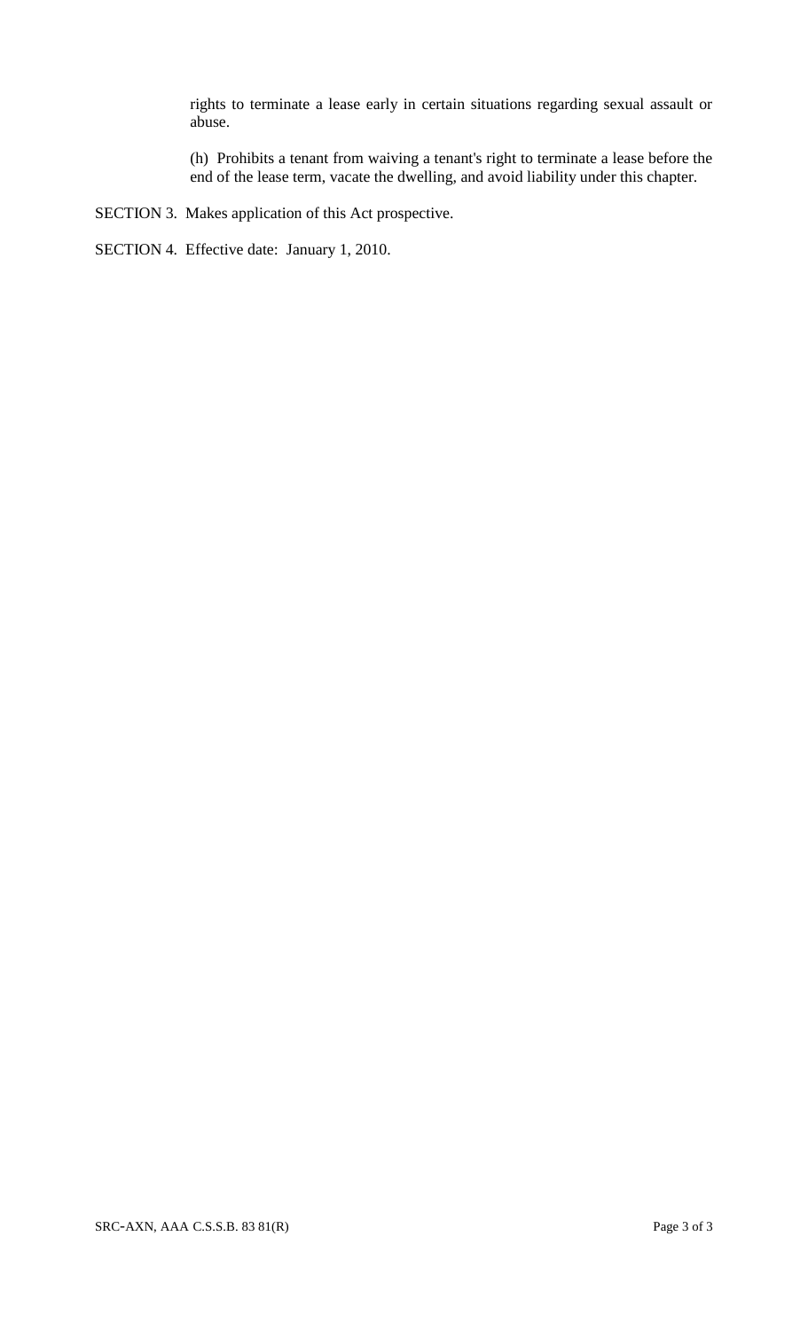rights to terminate a lease early in certain situations regarding sexual assault or abuse.

(h) Prohibits a tenant from waiving a tenant's right to terminate a lease before the end of the lease term, vacate the dwelling, and avoid liability under this chapter.

SECTION 3. Makes application of this Act prospective.

SECTION 4. Effective date: January 1, 2010.